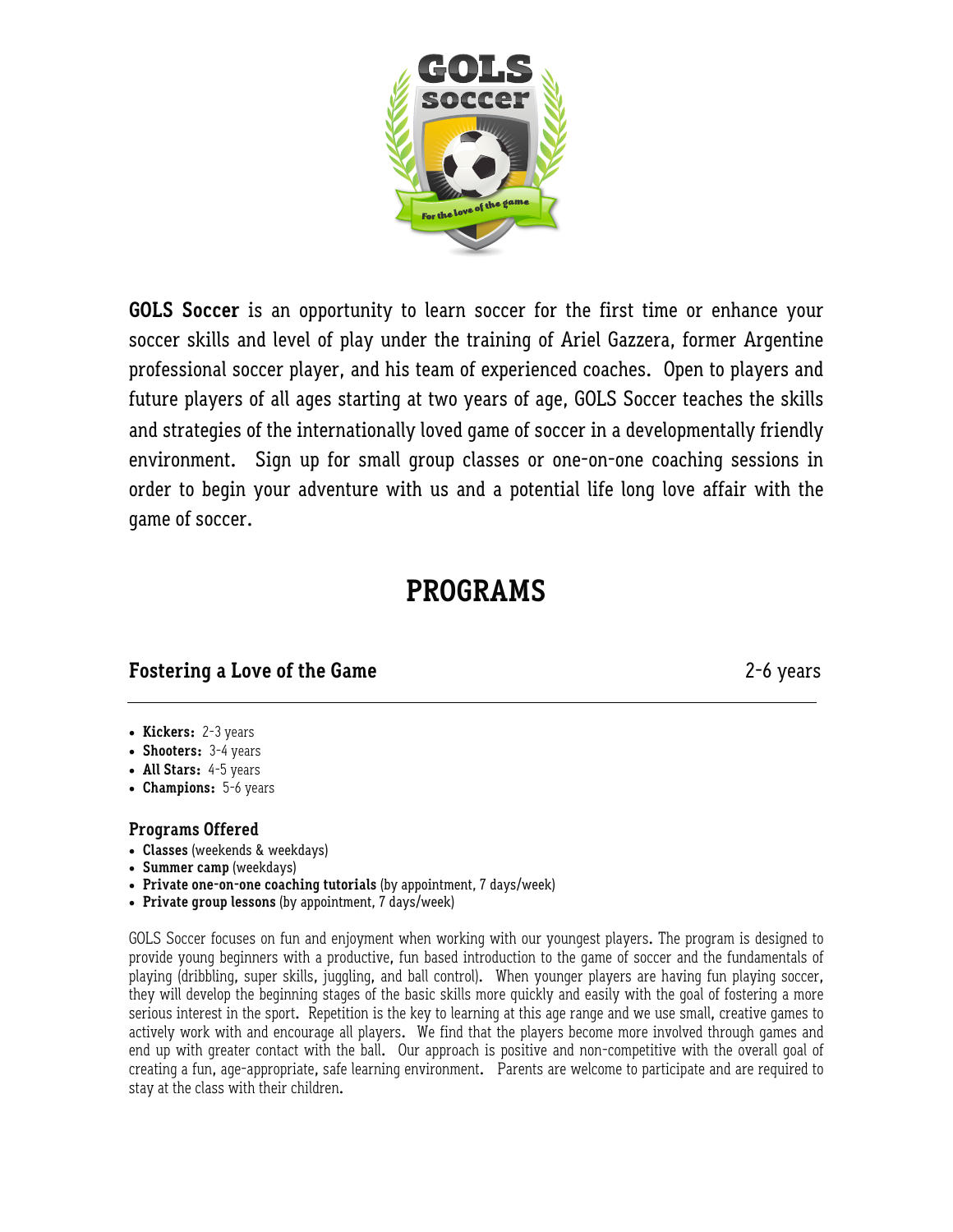**GOLS Soccer** is an opportunity to learn soccer for the first time or enhance your soccer skills and level of play under the training of Ariel Gazzera, former Argentine professional soccer player, and his team of experienced coaches. Open to players and future players of all ages starting at two years of age, GOLS Soccer teaches the skills and strategies of the internationally loved game of soccer in a developmentally friendly environment. Sign up for small group classes or one-on-one coaching sessions in order to begin your adventure with us and a potential life long love affair with the game of soccer.

# PROGRAMS

## Fostering a Love of the Game — 2-6 years

- **Kickers:** 2-3 years
- **Shooters:** 3-4 years
- **All Stars:** 4-5 years
- **Champions:** 5-6 years

### Programs Offered

- **Classes** (weekends & weekdays)
- **Summer camp** (weekdays)
- **Private one-on-one coaching tutorials** (by appointment, 7 days/week)
- **Private group lessons** (by appointment, 7 days/week)

GOLS Soccer focuses on fun and enjoyment when working with our youngest players. The program is designed to provide young beginners with a productive, fun based introduction to the game of soccer and the fundamentals of playing (dribbling, super skills, juggling, and ball control). When younger players are having fun playing soccer, they will develop the beginning stages of the basic skills more quickly and easily with the goal of fostering a more serious interest in the sport. Repetition is the key to learning at this age range and we use small, creative games to actively work with and encourage all players. We find that the players become more involved through games and end up with greater contact with the ball. Our approach is positive and non-competitive with the overall goal of creating a fun, age-appropriate, safe learning environment. Parents are welcome to participate and are required to stay at the class with their children.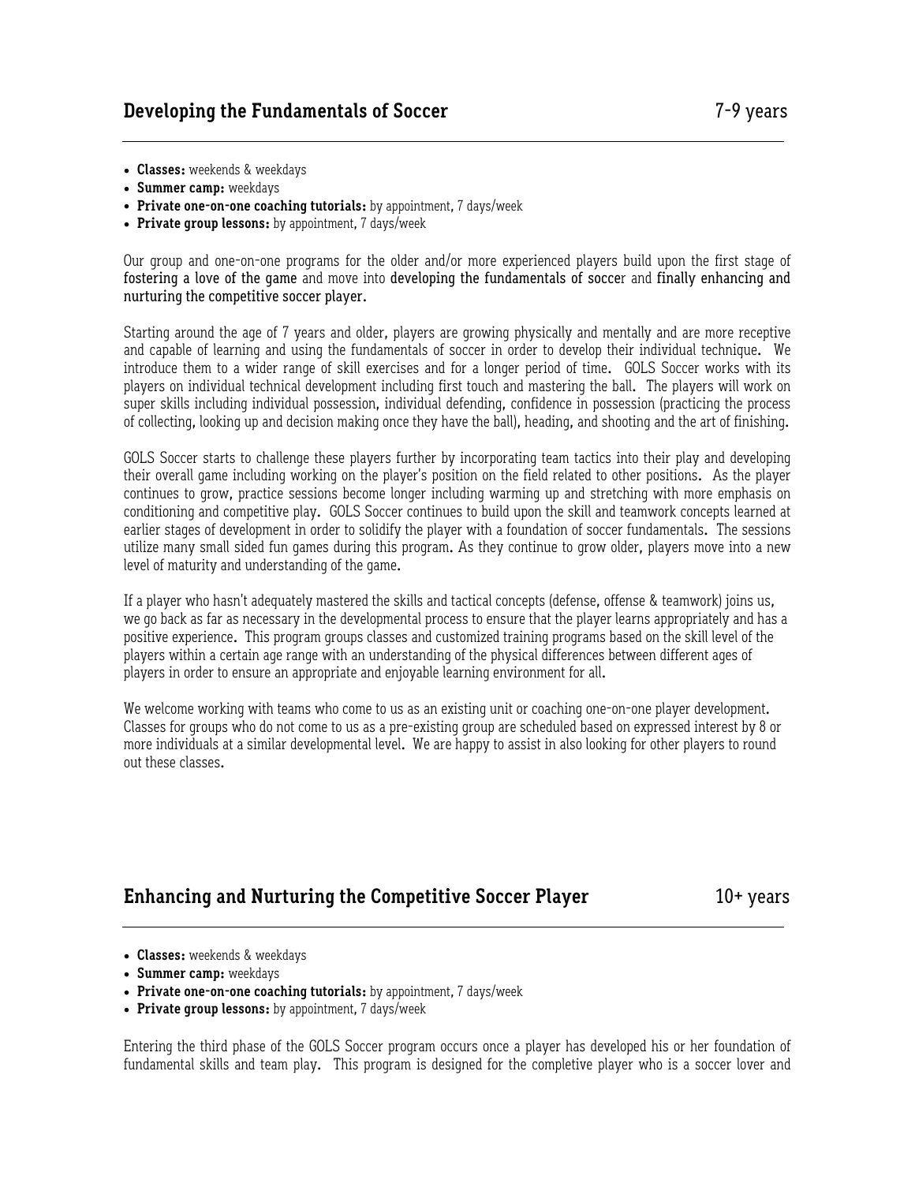## Developing the Fundamentals of Soccer 7-9 years

- **Classes:** weekends & weekdays
- **Summer camp:** weekdays
- **Private one-on-one coaching tutorials:** by appointment, 7 days/week
- **Private group lessons:** by appointment, 7 days/week

Our group and one-on-one programs for the older and/or more experienced players build upon the first stage of fostering a love of the game and move into developing the fundamentals of soccer and finally enhancing and nurturing the competitive soccer player.

Starting around the age of 7 years and older, players are growing physically and mentally and are more receptive and capable of learning and using the fundamentals of soccer in order to develop their individual technique. We introduce them to a wider range of skill exercises and for a longer period of time. GOLS Soccer works with its players on individual technical development including first touch and mastering the ball. The players will work on super skills including individual possession, individual defending, confidence in possession (practicing the process of collecting, looking up and decision making once they have the ball), heading, and shooting and the art of finishing.

GOLS Soccer starts to challenge these players further by incorporating team tactics into their play and developing their overall game including working on the player's position on the field related to other positions. As the player continues to grow, practice sessions become longer including warming up and stretching with more emphasis on conditioning and competitive play. GOLS Soccer continues to build upon the skill and teamwork concepts learned at earlier stages of development in order to solidify the player with a foundation of soccer fundamentals. The sessions utilize many small sided fun games during this program. As they continue to grow older, players move into a new level of maturity and understanding of the game.

If a player who hasn't adequately mastered the skills and tactical concepts (defense, offense & teamwork) joins us, we go back as far as necessary in the developmental process to ensure that the player learns appropriately and has a positive experience. This program groups classes and customized training programs based on the skill level of the players within a certain age range with an understanding of the physical differences between different ages of players in order to ensure an appropriate and enjoyable learning environment for all.

We welcome working with teams who come to us as an existing unit or coaching one-on-one player development. Classes for groups who do not come to us as a pre-existing group are scheduled based on expressed interest by 8 or more individuals at a similar developmental level. We are happy to assist in also looking for other players to round out these classes.

## Enhancing and Nurturing the Competitive Soccer Player 10+ years

- **Classes:** weekends & weekdays
- **Summer camp:** weekdays
- **Private one-on-one coaching tutorials:** by appointment, 7 days/week
- **Private group lessons:** by appointment, 7 days/week

Entering the third phase of the GOLS Soccer program occurs once a player has developed his or her foundation of fundamental skills and team play. This program is designed for the completive player who is a soccer lover and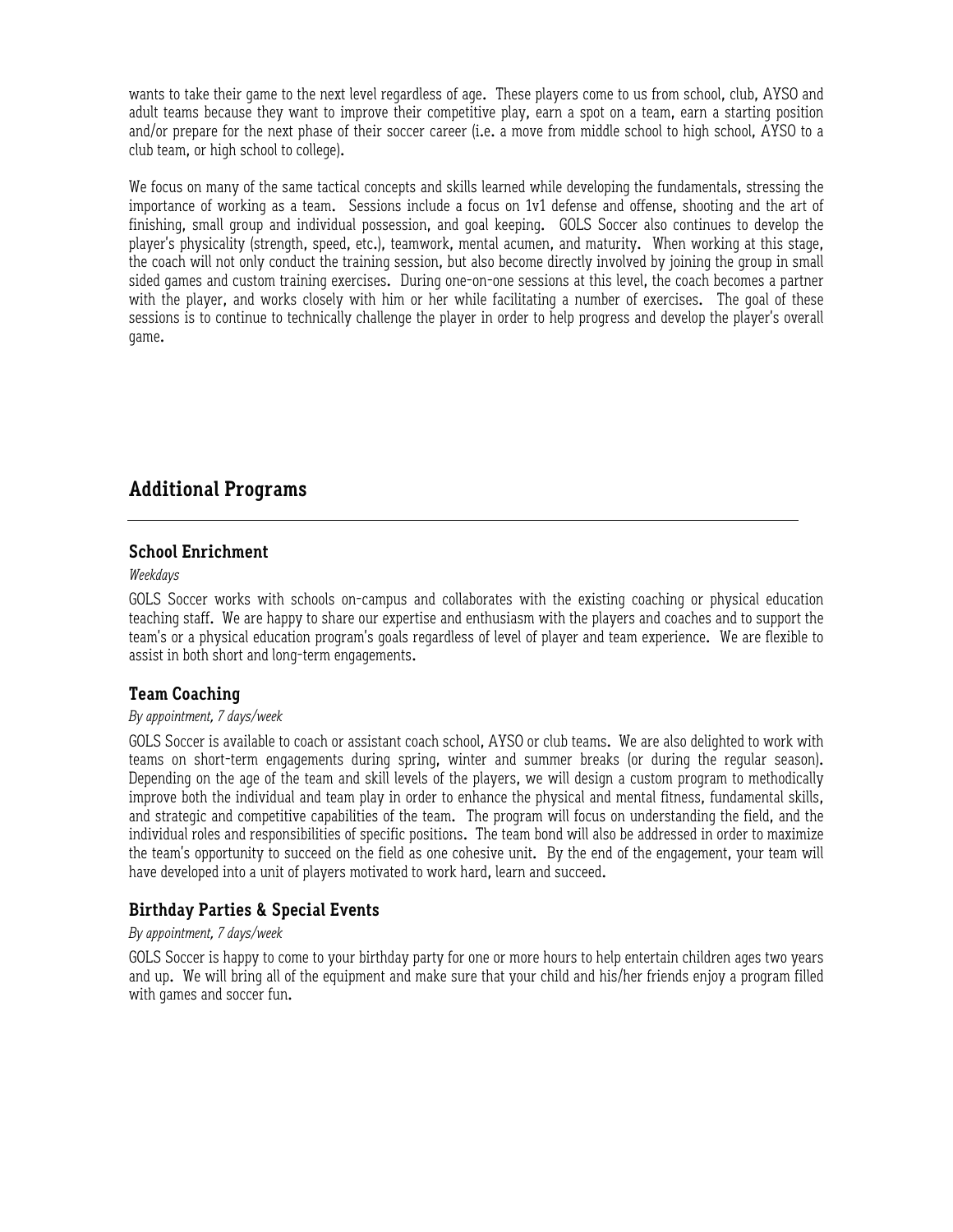wants to take their game to the next level regardless of age. These players come to us from school, club, AYSO and adult teams because they want to improve their competitive play, earn a spot on a team, earn a starting position and/or prepare for the next phase of their soccer career (i.e. a move from middle school to high school, AYSO to a club team, or high school to college).

We focus on many of the same tactical concepts and skills learned while developing the fundamentals, stressing the importance of working as a team. Sessions include a focus on 1v1 defense and offense, shooting and the art of finishing, small group and individual possession, and goal keeping. GOLS Soccer also continues to develop the player's physicality (strength, speed, etc.), teamwork, mental acumen, and maturity. When working at this stage, the coach will not only conduct the training session, but also become directly involved by joining the group in small sided games and custom training exercises. During one-on-one sessions at this level, the coach becomes a partner with the player, and works closely with him or her while facilitating a number of exercises. The goal of these sessions is to continue to technically challenge the player in order to help progress and develop the player's overall game.

## Additional Programs

### School Enrichment

*Weekdays*

GOLS Soccer works with schools on-campus and collaborates with the existing coaching or physical education teaching staff. We are happy to share our expertise and enthusiasm with the players and coaches and to support the team's or a physical education program's goals regardless of level of player and team experience. We are flexible to assist in both short and long-term engagements.

### Team Coaching

*By appointment, 7 days/week*

GOLS Soccer is available to coach or assistant coach school, AYSO or club teams. We are also delighted to work with teams on short-term engagements during spring, winter and summer breaks (or during the regular season). Depending on the age of the team and skill levels of the players, we will design a custom program to methodically improve both the individual and team play in order to enhance the physical and mental fitness, fundamental skills, and strategic and competitive capabilities of the team. The program will focus on understanding the field, and the individual roles and responsibilities of specific positions. The team bond will also be addressed in order to maximize the team's opportunity to succeed on the field as one cohesive unit. By the end of the engagement, your team will have developed into a unit of players motivated to work hard, learn and succeed.

### Birthday Parties & Special Events

*By appointment, 7 days/week*

GOLS Soccer is happy to come to your birthday party for one or more hours to help entertain children ages two years and up. We will bring all of the equipment and make sure that your child and his/her friends enjoy a program filled with games and soccer fun.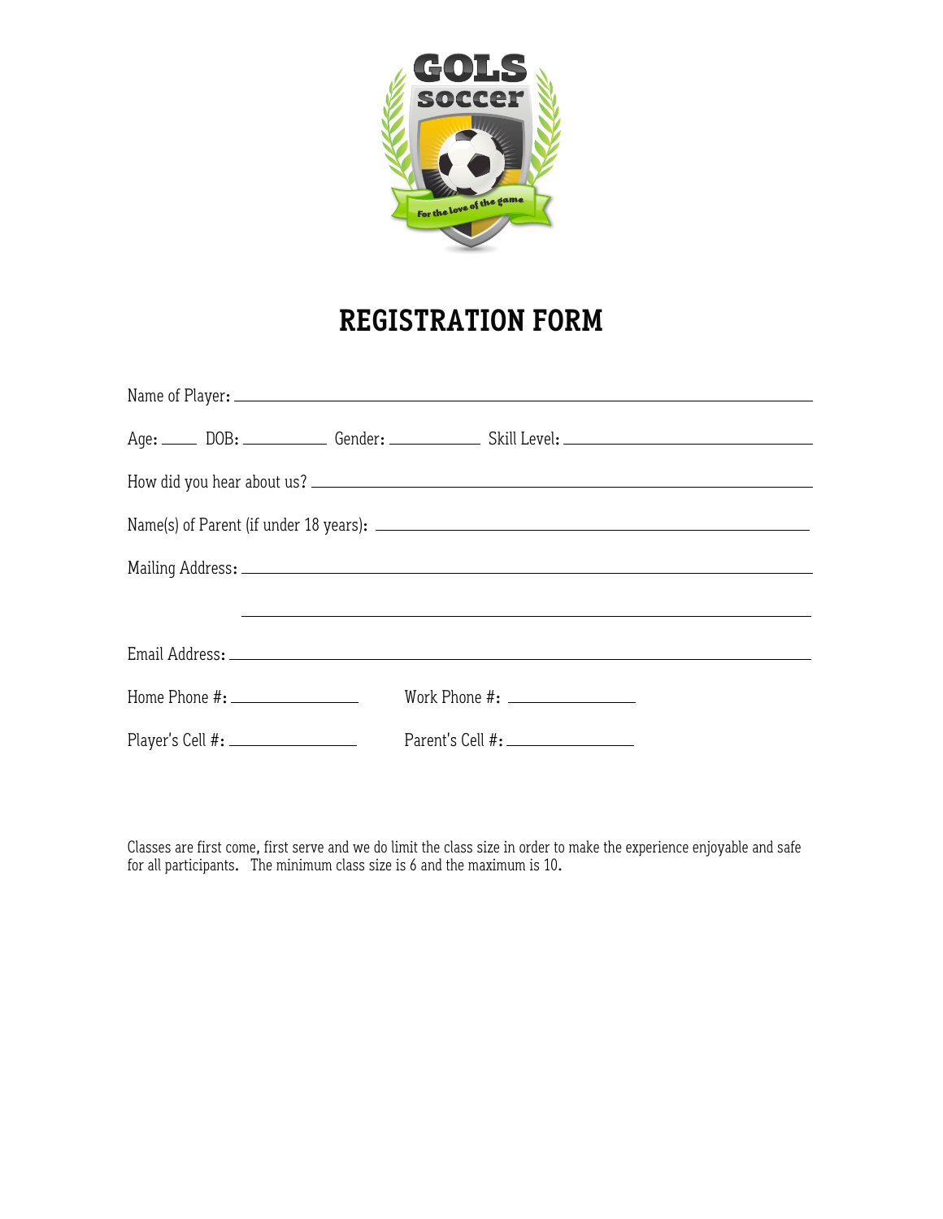# REGISTRATION FORM

Name of Player: ___________________________________________

Age: _____ DOB: __________ Gender: __________ Skill Level: ____________________

How did you hear about us? ___________________________________________

Name(s) of Parent (if under 18 years): ___________________________________________

Mailing Address: ___________________________________________

___________________________________________

Email Address: ___________________________________________

Home Phone #: _______________ Work Phone #: _______________

Player's Cell #: _______________ Parent's Cell #: _______________

Classes are first come, first serve and we do limit the class size in order to make the experience enjoyable and safe for all participants. The minimum class size is 6 and the maximum is 10.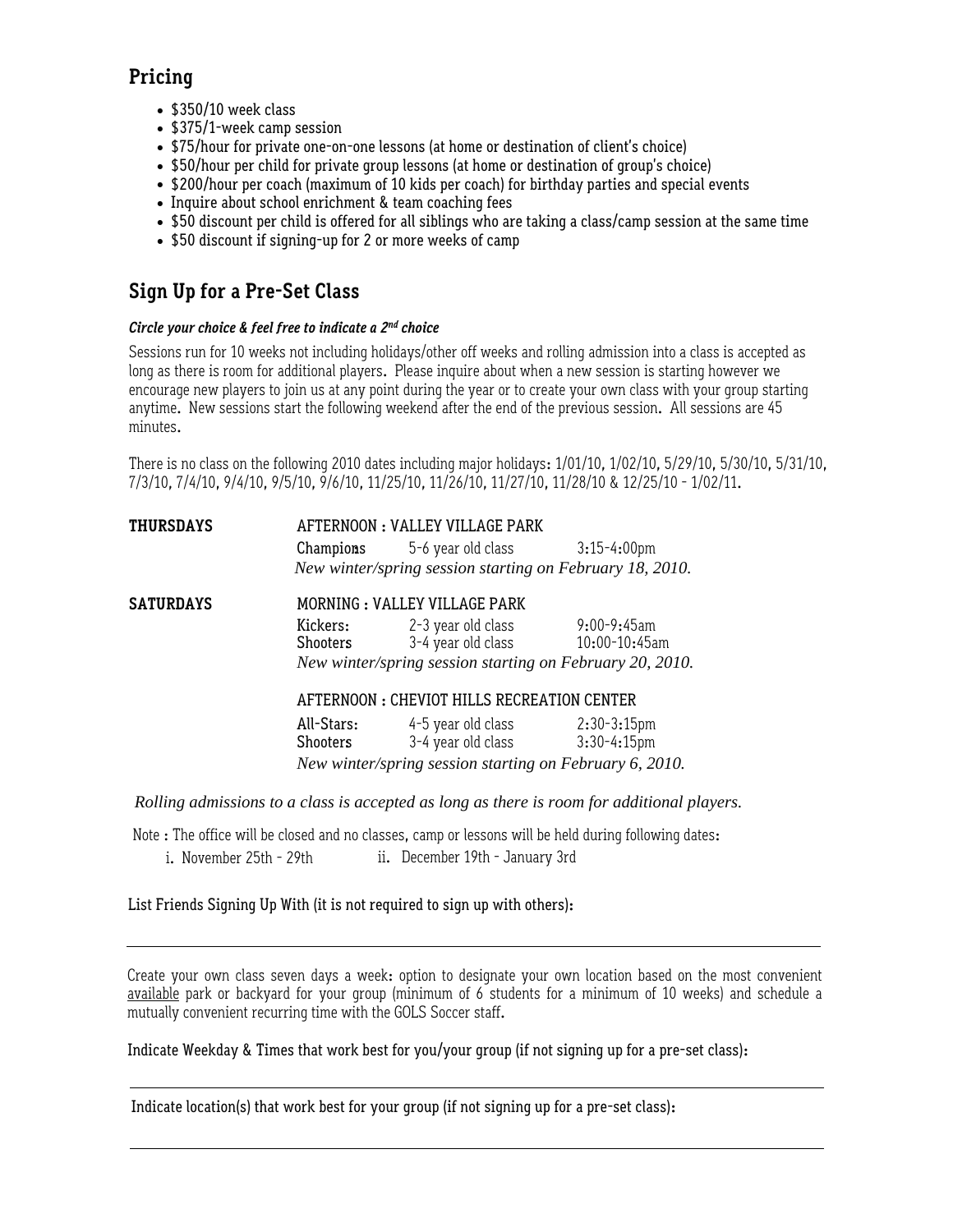## Pricing

- $350/10 week class
- $375/1-week camp session
- $75/hour for private one-on-one lessons (at home or destination of client's choice)
- $50/hour per child for private group lessons (at home or destination of group's choice)
- $200/hour per coach (maximum of 10 kids per coach) for birthday parties and special events
- Inquire about school enrichment & team coaching fees
- $50 discount per child is offered for all siblings who are taking a class/camp session at the same time
- $50 discount if signing-up for 2 or more weeks of camp

## Sign Up for a Pre-Set Class

***Circle your choice & feel free to indicate a 2nd choice***

Sessions run for 10 weeks not including holidays/other off weeks and rolling admission into a class is accepted as long as there is room for additional players. Please inquire about when a new session is starting however we encourage new players to join us at any point during the year or to create your own class with your group starting anytime. New sessions start the following weekend after the end of the previous session. All sessions are 45 minutes.

There is no class on the following 2010 dates including major holidays: 1/01/10, 1/02/10, 5/29/10, 5/30/10, 5/31/10, 7/3/10, 7/4/10, 9/4/10, 9/5/10, 9/6/10, 11/25/10, 11/26/10, 11/27/10, 11/28/10 & 12/25/10 - 1/02/11.

**THURSDAYS**

AFTERNOON : VALLEY VILLAGE PARK

| | | |
|---|---|---|
| Champions | 5-6 year old class | 3:15-4:00pm |

*New winter/spring session starting on February 18, 2010.*

**SATURDAYS**

MORNING : VALLEY VILLAGE PARK

| | | |
|---|---|---|
| Kickers: | 2-3 year old class | 9:00-9:45am |
| Shooters | 3-4 year old class | 10:00-10:45am |

*New winter/spring session starting on February 20, 2010.*

AFTERNOON : CHEVIOT HILLS RECREATION CENTER

| | | |
|---|---|---|
| All-Stars: | 4-5 year old class | 2:30-3:15pm |
| Shooters | 3-4 year old class | 3:30-4:15pm |

*New winter/spring session starting on February 6, 2010.*

*Rolling admissions to a class is accepted as long as there is room for additional players.*

Note : The office will be closed and no classes, camp or lessons will be held during following dates:

i. November 25th - 29th    ii. December 19th - January 3rd

List Friends Signing Up With (it is not required to sign up with others):

_______________________________________________

Create your own class seven days a week: option to designate your own location based on the most convenient available park or backyard for your group (minimum of 6 students for a minimum of 10 weeks) and schedule a mutually convenient recurring time with the GOLS Soccer staff.

Indicate Weekday & Times that work best for you/your group (if not signing up for a pre-set class):

_______________________________________________

Indicate location(s) that work best for your group (if not signing up for a pre-set class):

_______________________________________________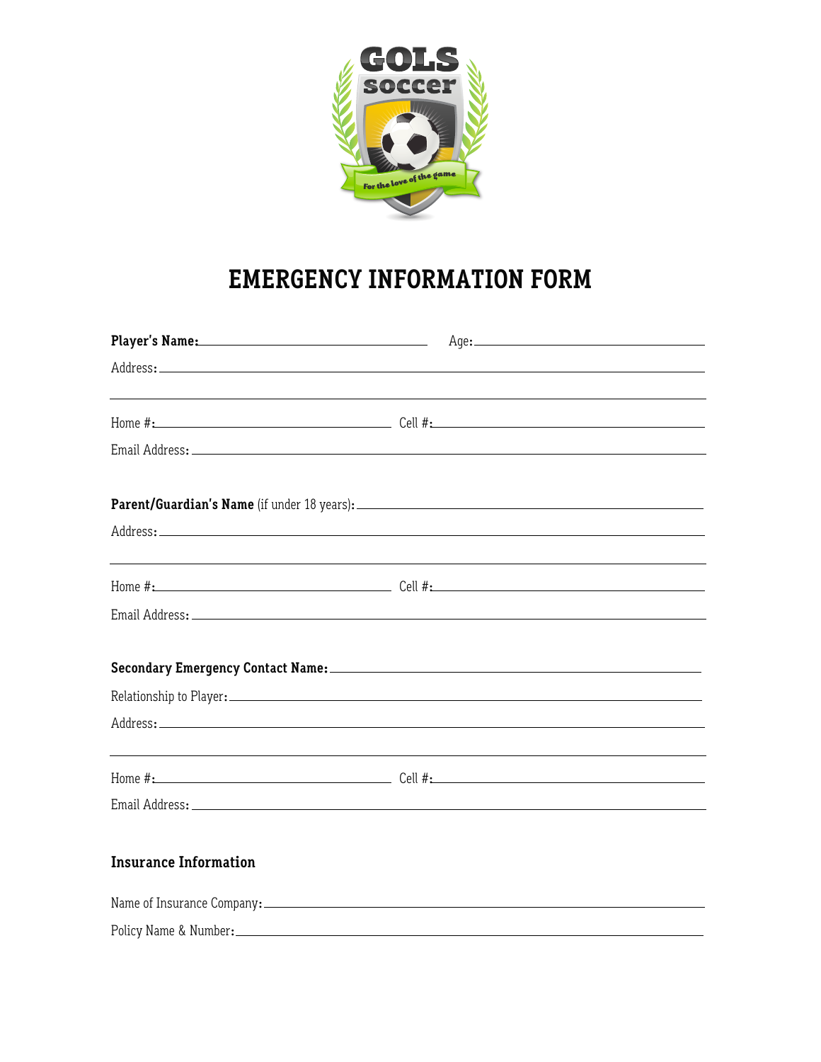# EMERGENCY INFORMATION FORM

**Player's Name:** ______________________ Age: ______________________

Address: ____________________________________________

____________________________________________

Home #: ______________________ Cell #: ______________________

Email Address: ____________________________________________

**Parent/Guardian's Name** (if under 18 years): ______________________

Address: ____________________________________________

____________________________________________

Home #: ______________________ Cell #: ______________________

Email Address: ____________________________________________

**Secondary Emergency Contact Name:** ______________________

Relationship to Player: ______________________

Address: ____________________________________________

____________________________________________

Home #: ______________________ Cell #: ______________________

Email Address: ____________________________________________

## Insurance Information

Name of Insurance Company: ______________________

Policy Name & Number: ______________________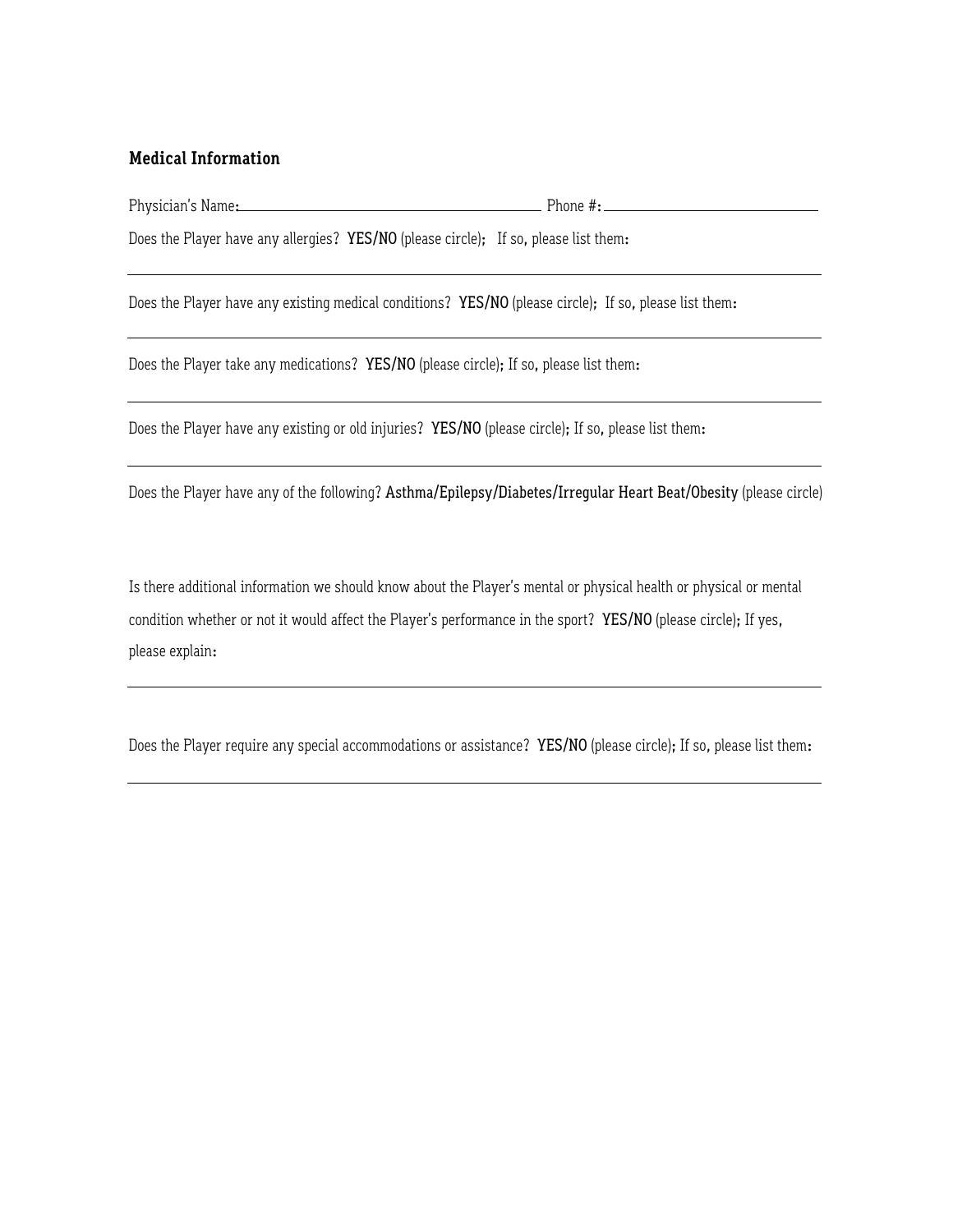## Medical Information

Physician's Name:\_\_\_\_\_\_\_\_\_\_\_\_\_\_\_\_\_\_\_\_\_\_\_\_\_\_\_\_\_\_\_\_\_\_\_\_\_\_ Phone #:\_\_\_\_\_\_\_\_\_\_\_\_\_\_\_\_\_\_\_\_\_\_\_\_\_\_

Does the Player have any allergies? **YES/NO** (please circle); If so, please list them:

---

Does the Player have any existing medical conditions? **YES/NO** (please circle); If so, please list them:

---

Does the Player take any medications? **YES/NO** (please circle); If so, please list them:

---

Does the Player have any existing or old injuries? **YES/NO** (please circle); If so, please list them:

---

Does the Player have any of the following? **Asthma/Epilepsy/Diabetes/Irregular Heart Beat/Obesity** (please circle)

Is there additional information we should know about the Player's mental or physical health or physical or mental condition whether or not it would affect the Player's performance in the sport? **YES/NO** (please circle); If yes, please explain:

---

Does the Player require any special accommodations or assistance? **YES/NO** (please circle); If so, please list them:

---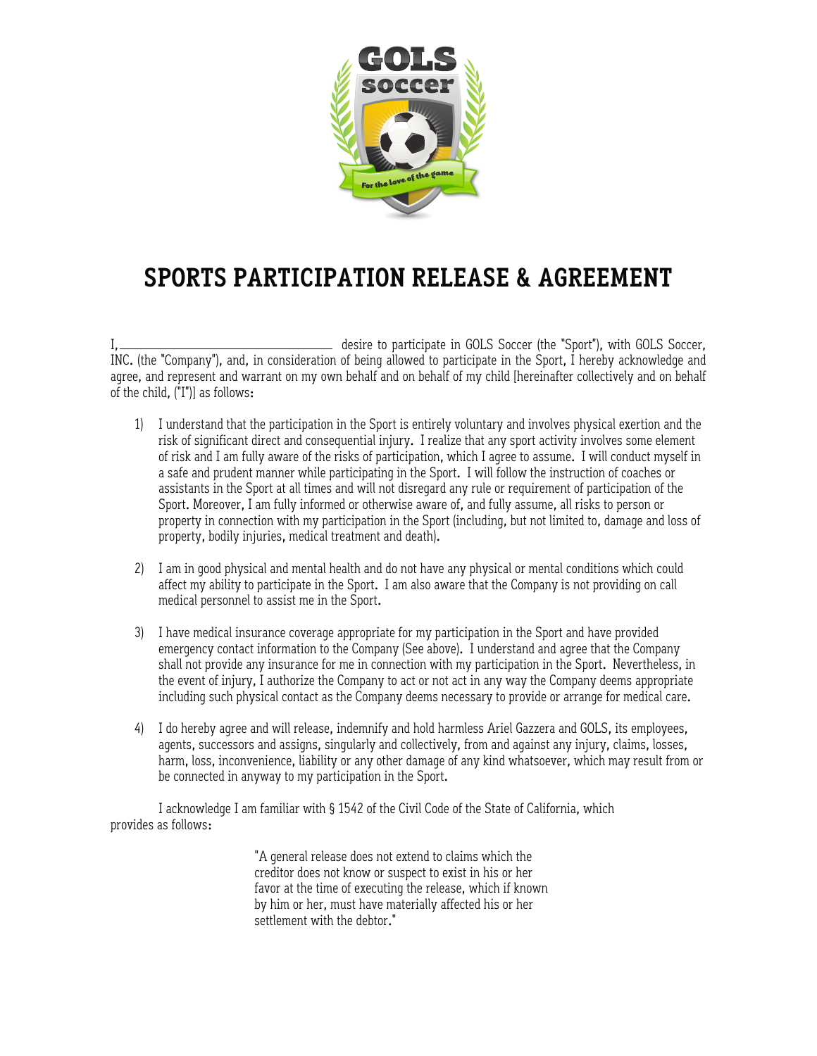# SPORTS PARTICIPATION RELEASE & AGREEMENT

I, \_\_\_\_\_\_\_\_\_\_\_\_\_\_\_\_\_\_\_\_\_\_\_\_\_\_\_\_\_\_\_\_ desire to participate in GOLS Soccer (the "Sport"), with GOLS Soccer, INC. (the "Company"), and, in consideration of being allowed to participate in the Sport, I hereby acknowledge and agree, and represent and warrant on my own behalf and on behalf of my child [hereinafter collectively and on behalf of the child, ("I")] as follows:

1) I understand that the participation in the Sport is entirely voluntary and involves physical exertion and the risk of significant direct and consequential injury. I realize that any sport activity involves some element of risk and I am fully aware of the risks of participation, which I agree to assume. I will conduct myself in a safe and prudent manner while participating in the Sport. I will follow the instruction of coaches or assistants in the Sport at all times and will not disregard any rule or requirement of participation of the Sport. Moreover, I am fully informed or otherwise aware of, and fully assume, all risks to person or property in connection with my participation in the Sport (including, but not limited to, damage and loss of property, bodily injuries, medical treatment and death).

2) I am in good physical and mental health and do not have any physical or mental conditions which could affect my ability to participate in the Sport. I am also aware that the Company is not providing on call medical personnel to assist me in the Sport.

3) I have medical insurance coverage appropriate for my participation in the Sport and have provided emergency contact information to the Company (See above). I understand and agree that the Company shall not provide any insurance for me in connection with my participation in the Sport. Nevertheless, in the event of injury, I authorize the Company to act or not act in any way the Company deems appropriate including such physical contact as the Company deems necessary to provide or arrange for medical care.

4) I do hereby agree and will release, indemnify and hold harmless Ariel Gazzera and GOLS, its employees, agents, successors and assigns, singularly and collectively, from and against any injury, claims, losses, harm, loss, inconvenience, liability or any other damage of any kind whatsoever, which may result from or be connected in anyway to my participation in the Sport.

I acknowledge I am familiar with § 1542 of the Civil Code of the State of California, which provides as follows:

> "A general release does not extend to claims which the creditor does not know or suspect to exist in his or her favor at the time of executing the release, which if known by him or her, must have materially affected his or her settlement with the debtor."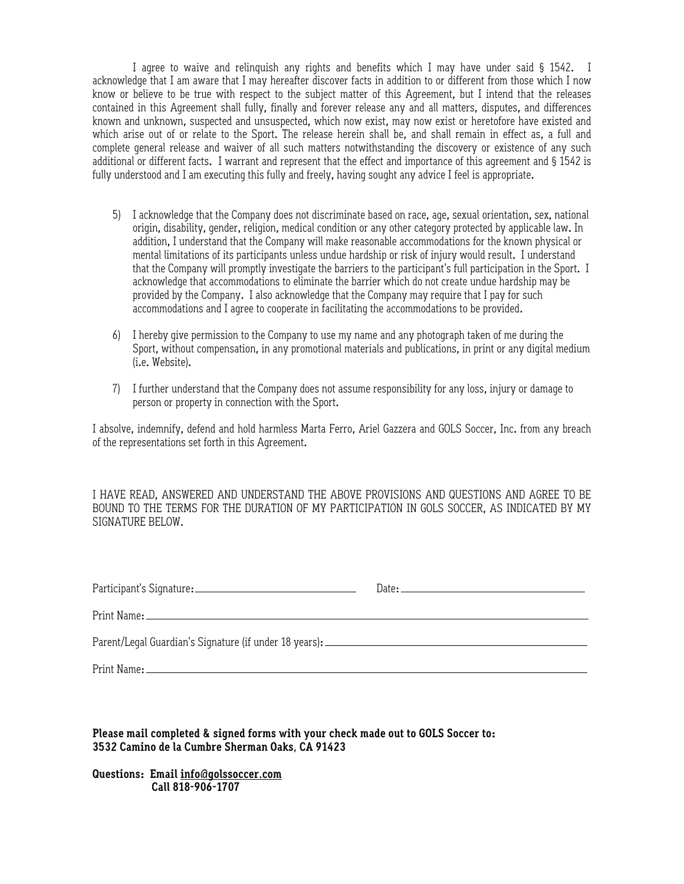I agree to waive and relinquish any rights and benefits which I may have under said § 1542. I acknowledge that I am aware that I may hereafter discover facts in addition to or different from those which I now know or believe to be true with respect to the subject matter of this Agreement, but I intend that the releases contained in this Agreement shall fully, finally and forever release any and all matters, disputes, and differences known and unknown, suspected and unsuspected, which now exist, may now exist or heretofore have existed and which arise out of or relate to the Sport. The release herein shall be, and shall remain in effect as, a full and complete general release and waiver of all such matters notwithstanding the discovery or existence of any such additional or different facts. I warrant and represent that the effect and importance of this agreement and § 1542 is fully understood and I am executing this fully and freely, having sought any advice I feel is appropriate.

5) I acknowledge that the Company does not discriminate based on race, age, sexual orientation, sex, national origin, disability, gender, religion, medical condition or any other category protected by applicable law. In addition, I understand that the Company will make reasonable accommodations for the known physical or mental limitations of its participants unless undue hardship or risk of injury would result. I understand that the Company will promptly investigate the barriers to the participant's full participation in the Sport. I acknowledge that accommodations to eliminate the barrier which do not create undue hardship may be provided by the Company. I also acknowledge that the Company may require that I pay for such accommodations and I agree to cooperate in facilitating the accommodations to be provided.

6) I hereby give permission to the Company to use my name and any photograph taken of me during the Sport, without compensation, in any promotional materials and publications, in print or any digital medium (i.e. Website).

7) I further understand that the Company does not assume responsibility for any loss, injury or damage to person or property in connection with the Sport.

I absolve, indemnify, defend and hold harmless Marta Ferro, Ariel Gazzera and GOLS Soccer, Inc. from any breach of the representations set forth in this Agreement.

I HAVE READ, ANSWERED AND UNDERSTAND THE ABOVE PROVISIONS AND QUESTIONS AND AGREE TO BE BOUND TO THE TERMS FOR THE DURATION OF MY PARTICIPATION IN GOLS SOCCER, AS INDICATED BY MY SIGNATURE BELOW.

Participant's Signature: ______________________________ Date: ______________________________

Print Name: ______________________________________________________________

Parent/Legal Guardian's Signature (if under 18 years): ______________________________

Print Name: ______________________________________________________________

**Please mail completed & signed forms with your check made out to GOLS Soccer to:**
**3532 Camino de la Cumbre Sherman Oaks, CA 91423**

**Questions: Email info@golssoccer.com**
**Call 818-906-1707**